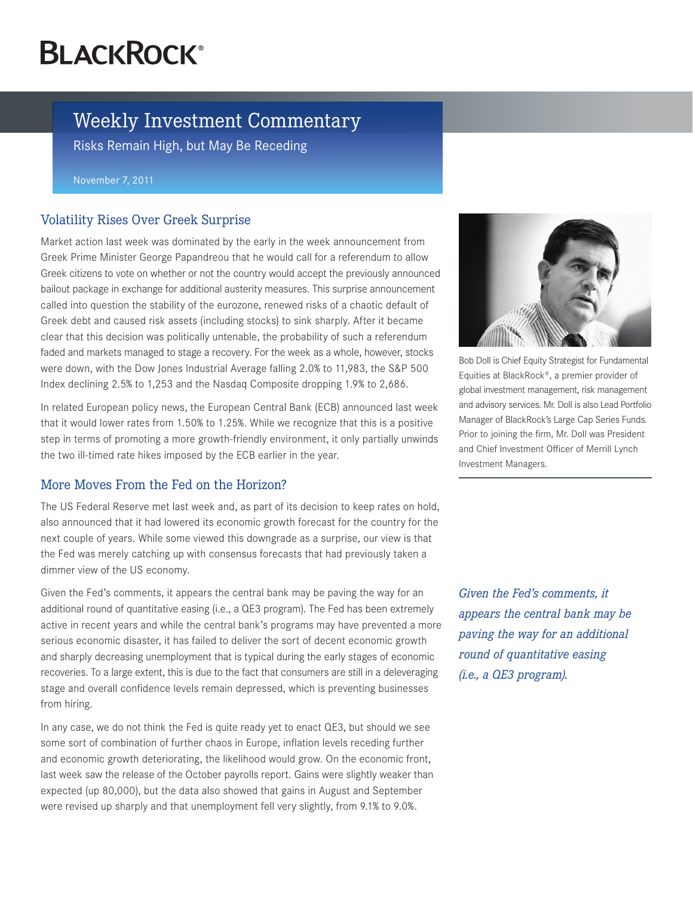BLACKROCK®

# Weekly Investment Commentary

Risks Remain High, but May Be Receding

November 7, 2011

## Volatility Rises Over Greek Surprise

Market action last week was dominated by the early in the week announcement from Greek Prime Minister George Papandreou that he would call for a referendum to allow Greek citizens to vote on whether or not the country would accept the previously announced bailout package in exchange for additional austerity measures. This surprise announcement called into question the stability of the eurozone, renewed risks of a chaotic default of Greek debt and caused risk assets (including stocks) to sink sharply. After it became clear that this decision was politically untenable, the probability of such a referendum faded and markets managed to stage a recovery. For the week as a whole, however, stocks were down, with the Dow Jones Industrial Average falling 2.0% to 11,983, the S&P 500 Index declining 2.5% to 1,253 and the Nasdaq Composite dropping 1.9% to 2,686.

In related European policy news, the European Central Bank (ECB) announced last week that it would lower rates from 1.50% to 1.25%. While we recognize that this is a positive step in terms of promoting a more growth-friendly environment, it only partially unwinds the two ill-timed rate hikes imposed by the ECB earlier in the year.

## More Moves From the Fed on the Horizon?

The US Federal Reserve met last week and, as part of its decision to keep rates on hold, also announced that it had lowered its economic growth forecast for the country for the next couple of years. While some viewed this downgrade as a surprise, our view is that the Fed was merely catching up with consensus forecasts that had previously taken a dimmer view of the US economy.

Given the Fed's comments, it appears the central bank may be paving the way for an additional round of quantitative easing (i.e., a QE3 program). The Fed has been extremely active in recent years and while the central bank's programs may have prevented a more serious economic disaster, it has failed to deliver the sort of decent economic growth and sharply decreasing unemployment that is typical during the early stages of economic recoveries. To a large extent, this is due to the fact that consumers are still in a deleveraging stage and overall confidence levels remain depressed, which is preventing businesses from hiring.

In any case, we do not think the Fed is quite ready yet to enact QE3, but should we see some sort of combination of further chaos in Europe, inflation levels receding further and economic growth deteriorating, the likelihood would grow. On the economic front, last week saw the release of the October payrolls report. Gains were slightly weaker than expected (up 80,000), but the data also showed that gains in August and September were revised up sharply and that unemployment fell very slightly, from 9.1% to 9.0%.

Bob Doll is Chief Equity Strategist for Fundamental Equities at BlackRock®, a premier provider of global investment management, risk management and advisory services. Mr. Doll is also Lead Portfolio Manager of BlackRock's Large Cap Series Funds. Prior to joining the firm, Mr. Doll was President and Chief Investment Officer of Merrill Lynch Investment Managers.

*Given the Fed's comments, it appears the central bank may be paving the way for an additional round of quantitative easing (i.e., a QE3 program).*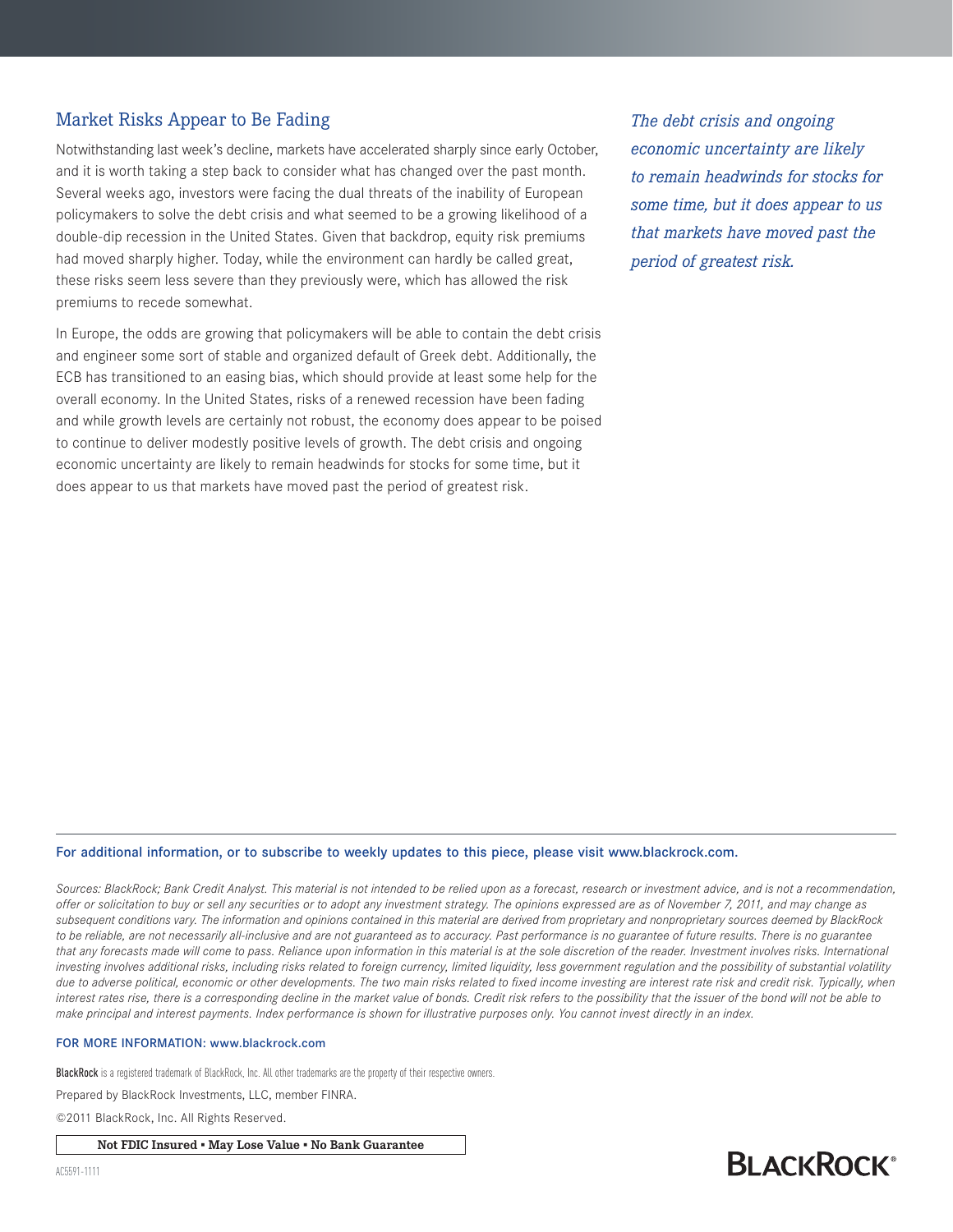## Market Risks Appear to Be Fading

Notwithstanding last week's decline, markets have accelerated sharply since early October, and it is worth taking a step back to consider what has changed over the past month. Several weeks ago, investors were facing the dual threats of the inability of European policymakers to solve the debt crisis and what seemed to be a growing likelihood of a double-dip recession in the United States. Given that backdrop, equity risk premiums had moved sharply higher. Today, while the environment can hardly be called great, these risks seem less severe than they previously were, which has allowed the risk premiums to recede somewhat.

In Europe, the odds are growing that policymakers will be able to contain the debt crisis and engineer some sort of stable and organized default of Greek debt. Additionally, the ECB has transitioned to an easing bias, which should provide at least some help for the overall economy. In the United States, risks of a renewed recession have been fading and while growth levels are certainly not robust, the economy does appear to be poised to continue to deliver modestly positive levels of growth. The debt crisis and ongoing economic uncertainty are likely to remain headwinds for stocks for some time, but it does appear to us that markets have moved past the period of greatest risk.

*The debt crisis and ongoing economic uncertainty are likely to remain headwinds for stocks for some time, but it does appear to us that markets have moved past the period of greatest risk.*

**For additional information, or to subscribe to weekly updates to this piece, please visit www.blackrock.com.**

*Sources: BlackRock; Bank Credit Analyst. This material is not intended to be relied upon as a forecast, research or investment advice, and is not a recommendation, offer or solicitation to buy or sell any securities or to adopt any investment strategy. The opinions expressed are as of November 7, 2011, and may change as subsequent conditions vary. The information and opinions contained in this material are derived from proprietary and nonproprietary sources deemed by BlackRock to be reliable, are not necessarily all-inclusive and are not guaranteed as to accuracy. Past performance is no guarantee of future results. There is no guarantee that any forecasts made will come to pass. Reliance upon information in this material is at the sole discretion of the reader. Investment involves risks. International investing involves additional risks, including risks related to foreign currency, limited liquidity, less government regulation and the possibility of substantial volatility due to adverse political, economic or other developments. The two main risks related to fixed income investing are interest rate risk and credit risk. Typically, when interest rates rise, there is a corresponding decline in the market value of bonds. Credit risk refers to the possibility that the issuer of the bond will not be able to make principal and interest payments. Index performance is shown for illustrative purposes only. You cannot invest directly in an index.*

**FOR MORE INFORMATION: www.blackrock.com**

**BlackRock** is a registered trademark of BlackRock, Inc. All other trademarks are the property of their respective owners.

Prepared by BlackRock Investments, LLC, member FINRA.

©2011 BlackRock, Inc. All Rights Reserved.

**Not FDIC Insured • May Lose Value • No Bank Guarantee**

AC5591-1111

BLACKROCK®